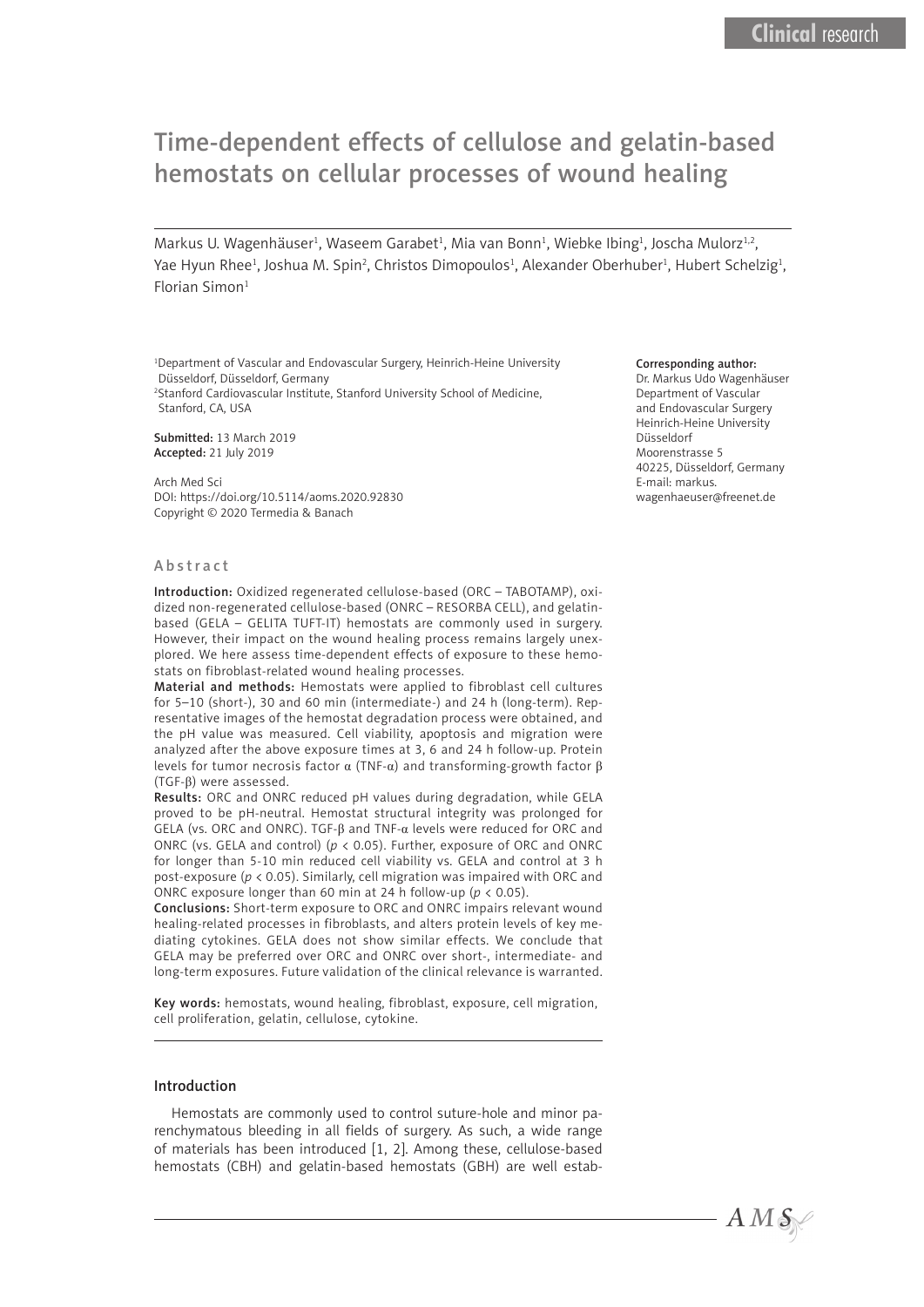Clinical research

# Time-dependent effects of cellulose and gelatin-based hemostats on cellular processes of wound healing

Markus U. Wagenhäuser[1], Waseem Garabet[1], Mia van Bonn[1], Wiebke Ibing[1], Joscha Mulorz[1,2], Yae Hyun Rhee[1], Joshua M. Spin[2], Christos Dimopoulos[1], Alexander Oberhuber[1], Hubert Schelzig[1], Florian Simon[1]

[1]Department of Vascular and Endovascular Surgery, Heinrich-Heine University Düsseldorf, Düsseldorf, Germany
[2]Stanford Cardiovascular Institute, Stanford University School of Medicine, Stanford, CA, USA

**Submitted:** 13 March 2019
**Accepted:** 21 July 2019

Arch Med Sci
DOI: https://doi.org/10.5114/aoms.2020.92830
Copyright © 2020 Termedia & Banach

**Corresponding author:**
Dr. Markus Udo Wagenhäuser
Department of Vascular and Endovascular Surgery
Heinrich-Heine University Düsseldorf
Moorenstrasse 5
40225, Düsseldorf, Germany
E-mail: markus.wagenhaeuser@freenet.de

## Abstract

**Introduction:** Oxidized regenerated cellulose-based (ORC – TABOTAMP), oxidized non-regenerated cellulose-based (ONRC – RESORBA CELL), and gelatin-based (GELA – GELITA TUFT-IT) hemostats are commonly used in surgery. However, their impact on the wound healing process remains largely unexplored. We here assess time-dependent effects of exposure to these hemostats on fibroblast-related wound healing processes.

**Material and methods:** Hemostats were applied to fibroblast cell cultures for 5–10 (short-), 30 and 60 min (intermediate-) and 24 h (long-term). Representative images of the hemostat degradation process were obtained, and the pH value was measured. Cell viability, apoptosis and migration were analyzed after the above exposure times at 3, 6 and 24 h follow-up. Protein levels for tumor necrosis factor α (TNF-α) and transforming-growth factor β (TGF-β) were assessed.

**Results:** ORC and ONRC reduced pH values during degradation, while GELA proved to be pH-neutral. Hemostat structural integrity was prolonged for GELA (vs. ORC and ONRC). TGF-β and TNF-α levels were reduced for ORC and ONRC (vs. GELA and control) ($p < 0.05$). Further, exposure of ORC and ONRC for longer than 5-10 min reduced cell viability vs. GELA and control at 3 h post-exposure ($p < 0.05$). Similarly, cell migration was impaired with ORC and ONRC exposure longer than 60 min at 24 h follow-up ($p < 0.05$).

**Conclusions:** Short-term exposure to ORC and ONRC impairs relevant wound healing-related processes in fibroblasts, and alters protein levels of key mediating cytokines. GELA does not show similar effects. We conclude that GELA may be preferred over ORC and ONRC over short-, intermediate- and long-term exposures. Future validation of the clinical relevance is warranted.

**Key words:** hemostats, wound healing, fibroblast, exposure, cell migration, cell proliferation, gelatin, cellulose, cytokine.

## Introduction

Hemostats are commonly used to control suture-hole and minor parenchymatous bleeding in all fields of surgery. As such, a wide range of materials has been introduced [1, 2]. Among these, cellulose-based hemostats (CBH) and gelatin-based hemostats (GBH) are well estab-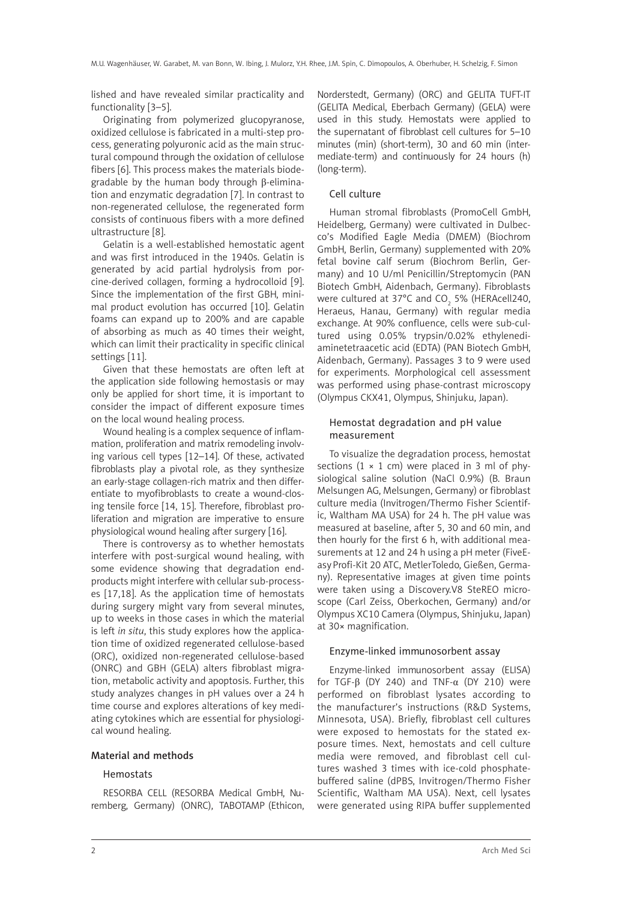lished and have revealed similar practicality and functionality [3–5].

Originating from polymerized glucopyranose, oxidized cellulose is fabricated in a multi-step process, generating polyuronic acid as the main structural compound through the oxidation of cellulose fibers [6]. This process makes the materials biodegradable by the human body through β-elimination and enzymatic degradation [7]. In contrast to non-regenerated cellulose, the regenerated form consists of continuous fibers with a more defined ultrastructure [8].

Gelatin is a well-established hemostatic agent and was first introduced in the 1940s. Gelatin is generated by acid partial hydrolysis from porcine-derived collagen, forming a hydrocolloid [9]. Since the implementation of the first GBH, minimal product evolution has occurred [10]. Gelatin foams can expand up to 200% and are capable of absorbing as much as 40 times their weight, which can limit their practicality in specific clinical settings [11].

Given that these hemostats are often left at the application side following hemostasis or may only be applied for short time, it is important to consider the impact of different exposure times on the local wound healing process.

Wound healing is a complex sequence of inflammation, proliferation and matrix remodeling involving various cell types [12–14]. Of these, activated fibroblasts play a pivotal role, as they synthesize an early-stage collagen-rich matrix and then differentiate to myofibroblasts to create a wound-closing tensile force [14, 15]. Therefore, fibroblast proliferation and migration are imperative to ensure physiological wound healing after surgery [16].

There is controversy as to whether hemostats interfere with post-surgical wound healing, with some evidence showing that degradation end-products might interfere with cellular sub-processes [17,18]. As the application time of hemostats during surgery might vary from several minutes, up to weeks in those cases in which the material is left *in situ*, this study explores how the application time of oxidized regenerated cellulose-based (ORC), oxidized non-regenerated cellulose-based (ONRC) and GBH (GELA) alters fibroblast migration, metabolic activity and apoptosis. Further, this study analyzes changes in pH values over a 24 h time course and explores alterations of key mediating cytokines which are essential for physiological wound healing.

## Material and methods

### Hemostats

RESORBA CELL (RESORBA Medical GmbH, Nuremberg, Germany) (ONRC), TABOTAMP (Ethicon, Norderstedt, Germany) (ORC) and GELITA TUFT-IT (GELITA Medical, Eberbach Germany) (GELA) were used in this study. Hemostats were applied to the supernatant of fibroblast cell cultures for 5–10 minutes (min) (short-term), 30 and 60 min (intermediate-term) and continuously for 24 hours (h) (long-term).

### Cell culture

Human stromal fibroblasts (PromoCell GmbH, Heidelberg, Germany) were cultivated in Dulbecco's Modified Eagle Media (DMEM) (Biochrom GmbH, Berlin, Germany) supplemented with 20% fetal bovine calf serum (Biochrom Berlin, Germany) and 10 U/ml Penicillin/Streptomycin (PAN Biotech GmbH, Aidenbach, Germany). Fibroblasts were cultured at 37°C and $CO_2$ 5% (HERAcell240, Heraeus, Hanau, Germany) with regular media exchange. At 90% confluence, cells were sub-cultured using 0.05% trypsin/0.02% ethylenediaminetetraacetic acid (EDTA) (PAN Biotech GmbH, Aidenbach, Germany). Passages 3 to 9 were used for experiments. Morphological cell assessment was performed using phase-contrast microscopy (Olympus CKX41, Olympus, Shinjuku, Japan).

### Hemostat degradation and pH value measurement

To visualize the degradation process, hemostat sections (1 × 1 cm) were placed in 3 ml of physiological saline solution (NaCl 0.9%) (B. Braun Melsungen AG, Melsungen, Germany) or fibroblast culture media (Invitrogen/Thermo Fisher Scientific, Waltham MA USA) for 24 h. The pH value was measured at baseline, after 5, 30 and 60 min, and then hourly for the first 6 h, with additional measurements at 12 and 24 h using a pH meter (FiveEasy Profi-Kit 20 ATC, MetlerToledo, Gießen, Germany). Representative images at given time points were taken using a Discovery.V8 SteREO microscope (Carl Zeiss, Oberkochen, Germany) and/or Olympus XC10 Camera (Olympus, Shinjuku, Japan) at 30× magnification.

### Enzyme-linked immunosorbent assay

Enzyme-linked immunosorbent assay (ELISA) for TGF-β (DY 240) and TNF-α (DY 210) were performed on fibroblast lysates according to the manufacturer's instructions (R&D Systems, Minnesota, USA). Briefly, fibroblast cell cultures were exposed to hemostats for the stated exposure times. Next, hemostats and cell culture media were removed, and fibroblast cell cultures washed 3 times with ice-cold phosphate-buffered saline (dPBS, Invitrogen/Thermo Fisher Scientific, Waltham MA USA). Next, cell lysates were generated using RIPA buffer supplemented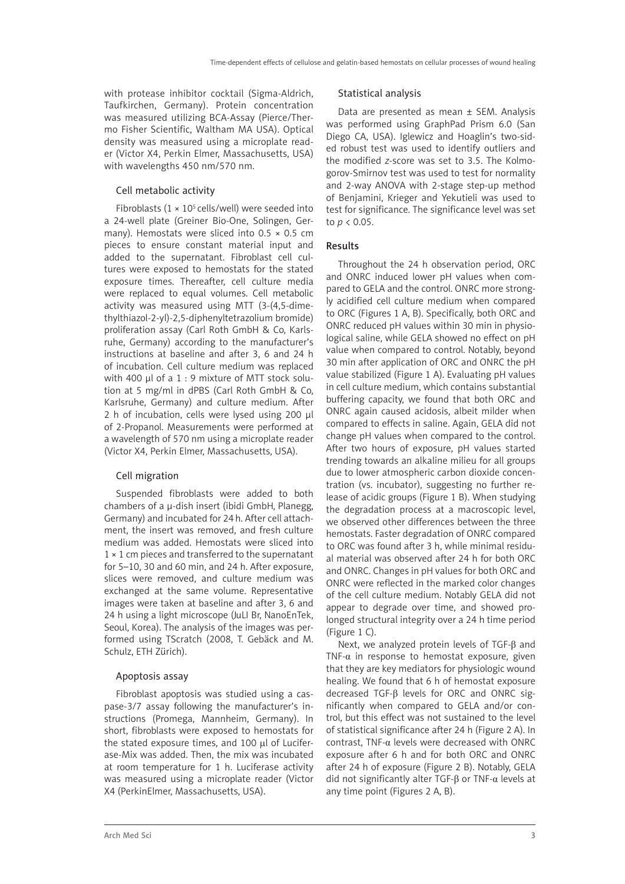with protease inhibitor cocktail (Sigma-Aldrich, Taufkirchen, Germany). Protein concentration was measured utilizing BCA-Assay (Pierce/Thermo Fisher Scientific, Waltham MA USA). Optical density was measured using a microplate reader (Victor X4, Perkin Elmer, Massachusetts, USA) with wavelengths 450 nm/570 nm.

### Cell metabolic activity

Fibroblasts ($1 \times 10^5$ cells/well) were seeded into a 24-well plate (Greiner Bio-One, Solingen, Germany). Hemostats were sliced into $0.5 \times 0.5$ cm pieces to ensure constant material input and added to the supernatant. Fibroblast cell cultures were exposed to hemostats for the stated exposure times. Thereafter, cell culture media were replaced to equal volumes. Cell metabolic activity was measured using MTT (3-(4,5-dimethylthiazol-2-yl)-2,5-diphenyltetrazolium bromide) proliferation assay (Carl Roth GmbH & Co, Karlsruhe, Germany) according to the manufacturer's instructions at baseline and after 3, 6 and 24 h of incubation. Cell culture medium was replaced with 400 µl of a 1 : 9 mixture of MTT stock solution at 5 mg/ml in dPBS (Carl Roth GmbH & Co, Karlsruhe, Germany) and culture medium. After 2 h of incubation, cells were lysed using 200 µl of 2-Propanol. Measurements were performed at a wavelength of 570 nm using a microplate reader (Victor X4, Perkin Elmer, Massachusetts, USA).

### Cell migration

Suspended fibroblasts were added to both chambers of a µ-dish insert (ibidi GmbH, Planegg, Germany) and incubated for 24 h. After cell attachment, the insert was removed, and fresh culture medium was added. Hemostats were sliced into $1 \times 1$ cm pieces and transferred to the supernatant for 5–10, 30 and 60 min, and 24 h. After exposure, slices were removed, and culture medium was exchanged at the same volume. Representative images were taken at baseline and after 3, 6 and 24 h using a light microscope (JuLI Br, NanoEnTek, Seoul, Korea). The analysis of the images was performed using TScratch (2008, T. Gebäck and M. Schulz, ETH Zürich).

### Apoptosis assay

Fibroblast apoptosis was studied using a caspase-3/7 assay following the manufacturer's instructions (Promega, Mannheim, Germany). In short, fibroblasts were exposed to hemostats for the stated exposure times, and 100 µl of Luciferase-Mix was added. Then, the mix was incubated at room temperature for 1 h. Luciferase activity was measured using a microplate reader (Victor X4 (PerkinElmer, Massachusetts, USA).

### Statistical analysis

Data are presented as mean ± SEM. Analysis was performed using GraphPad Prism 6.0 (San Diego CA, USA). Iglewicz and Hoaglin's two-sided robust test was used to identify outliers and the modified *z*-score was set to 3.5. The Kolmogorov-Smirnov test was used to test for normality and 2-way ANOVA with 2-stage step-up method of Benjamini, Krieger and Yekutieli was used to test for significance. The significance level was set to $p < 0.05$.

## Results

Throughout the 24 h observation period, ORC and ONRC induced lower pH values when compared to GELA and the control. ONRC more strongly acidified cell culture medium when compared to ORC (Figures 1 A, B). Specifically, both ORC and ONRC reduced pH values within 30 min in physiological saline, while GELA showed no effect on pH value when compared to control. Notably, beyond 30 min after application of ORC and ONRC the pH value stabilized (Figure 1 A). Evaluating pH values in cell culture medium, which contains substantial buffering capacity, we found that both ORC and ONRC again caused acidosis, albeit milder when compared to effects in saline. Again, GELA did not change pH values when compared to the control. After two hours of exposure, pH values started trending towards an alkaline milieu for all groups due to lower atmospheric carbon dioxide concentration (vs. incubator), suggesting no further release of acidic groups (Figure 1 B). When studying the degradation process at a macroscopic level, we observed other differences between the three hemostats. Faster degradation of ONRC compared to ORC was found after 3 h, while minimal residual material was observed after 24 h for both ORC and ONRC. Changes in pH values for both ORC and ONRC were reflected in the marked color changes of the cell culture medium. Notably GELA did not appear to degrade over time, and showed prolonged structural integrity over a 24 h time period (Figure 1 C).

Next, we analyzed protein levels of TGF-β and TNF-α in response to hemostat exposure, given that they are key mediators for physiologic wound healing. We found that 6 h of hemostat exposure decreased TGF-β levels for ORC and ONRC significantly when compared to GELA and/or control, but this effect was not sustained to the level of statistical significance after 24 h (Figure 2 A). In contrast, TNF-α levels were decreased with ONRC exposure after 6 h and for both ORC and ONRC after 24 h of exposure (Figure 2 B). Notably, GELA did not significantly alter TGF-β or TNF-α levels at any time point (Figures 2 A, B).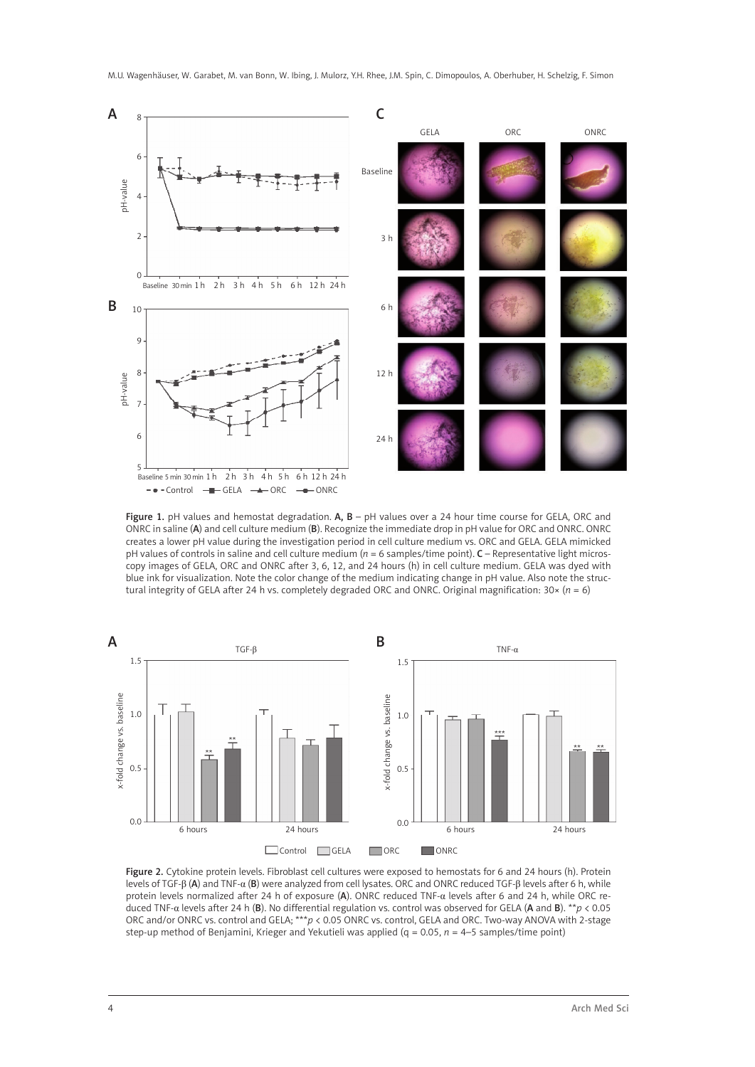**Figure 1.** pH values and hemostat degradation. **A, B** – pH values over a 24 hour time course for GELA, ORC and ONRC in saline (**A**) and cell culture medium (**B**). Recognize the immediate drop in pH value for ORC and ONRC. ONRC creates a lower pH value during the investigation period in cell culture medium vs. ORC and GELA. GELA mimicked pH values of controls in saline and cell culture medium (*n* = 6 samples/time point). **C** – Representative light microscopy images of GELA, ORC and ONRC after 3, 6, 12, and 24 hours (h) in cell culture medium. GELA was dyed with blue ink for visualization. Note the color change of the medium indicating change in pH value. Also note the structural integrity of GELA after 24 h vs. completely degraded ORC and ONRC. Original magnification: 30× (*n* = 6)

**Figure 2.** Cytokine protein levels. Fibroblast cell cultures were exposed to hemostats for 6 and 24 hours (h). Protein levels of TGF-β (**A**) and TNF-α (**B**) were analyzed from cell lysates. ORC and ONRC reduced TGF-β levels after 6 h, while protein levels normalized after 24 h of exposure (**A**). ONRC reduced TNF-α levels after 6 and 24 h, while ORC reduced TNF-α levels after 24 h (**B**). No differential regulation vs. control was observed for GELA (**A** and **B**). **$p < 0.05$ ORC and/or ONRC vs. control and GELA; ***$p < 0.05$ ONRC vs. control, GELA and ORC. Two-way ANOVA with 2-stage step-up method of Benjamini, Krieger and Yekutieli was applied (q = 0.05, *n* = 4–5 samples/time point)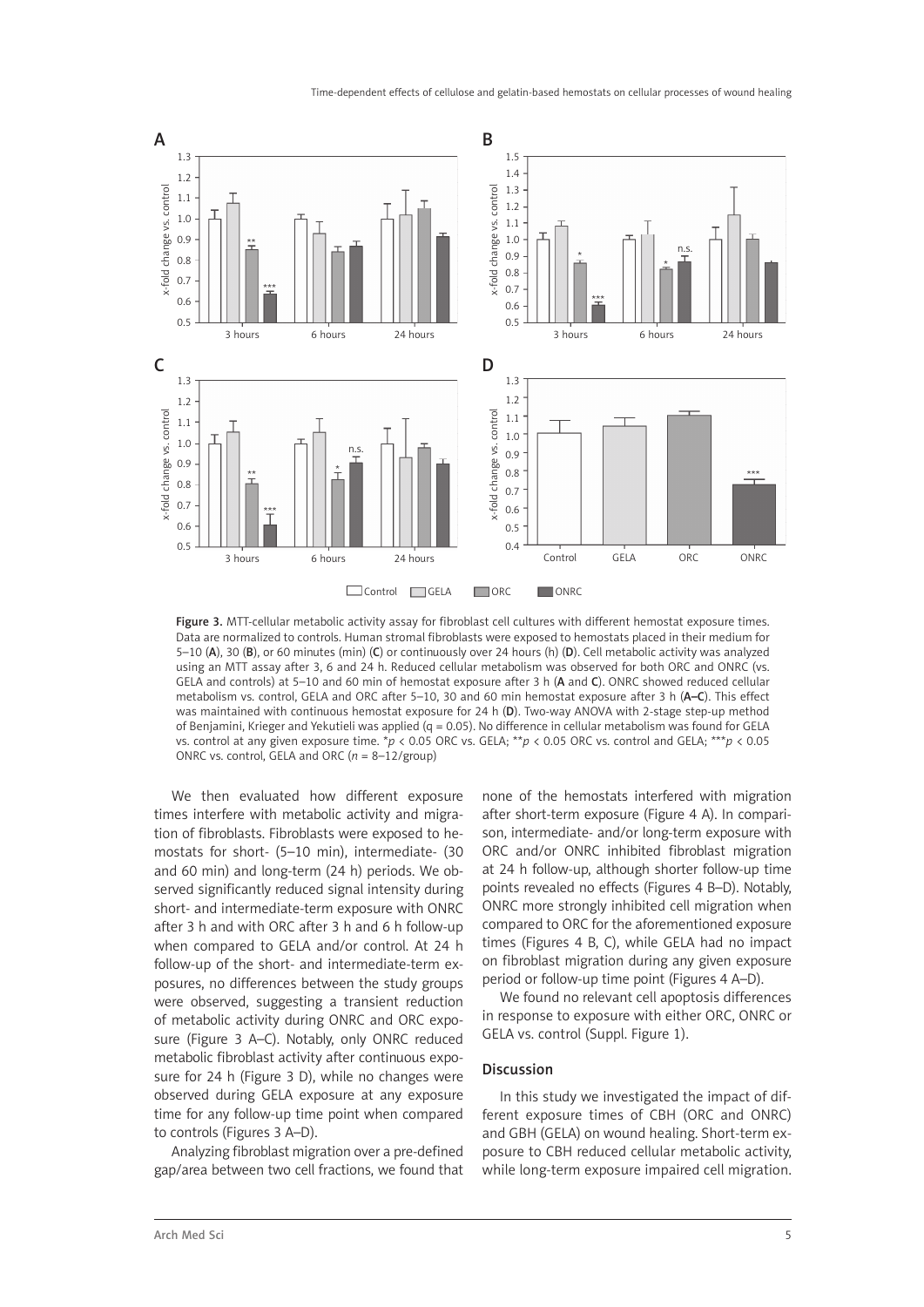Figure 3. MTT-cellular metabolic activity assay for fibroblast cell cultures with different hemostat exposure times. Data are normalized to controls. Human stromal fibroblasts were exposed to hemostats placed in their medium for 5–10 (**A**), 30 (**B**), or 60 minutes (min) (**C**) or continuously over 24 hours (h) (**D**). Cell metabolic activity was analyzed using an MTT assay after 3, 6 and 24 h. Reduced cellular metabolism was observed for both ORC and ONRC (vs. GELA and controls) at 5–10 and 60 min of hemostat exposure after 3 h (**A** and **C**). ONRC showed reduced cellular metabolism vs. control, GELA and ORC after 5–10, 30 and 60 min hemostat exposure after 3 h (**A–C**). This effect was maintained with continuous hemostat exposure for 24 h (**D**). Two-way ANOVA with 2-stage step-up method of Benjamini, Krieger and Yekutieli was applied (q = 0.05). No difference in cellular metabolism was found for GELA vs. control at any given exposure time. $^{*}p < 0.05$ ORC vs. GELA; $^{**}p < 0.05$ ORC vs. control and GELA; $^{***}p < 0.05$ ONRC vs. control, GELA and ORC (*n* = 8–12/group)

We then evaluated how different exposure times interfere with metabolic activity and migration of fibroblasts. Fibroblasts were exposed to hemostats for short- (5–10 min), intermediate- (30 and 60 min) and long-term (24 h) periods. We observed significantly reduced signal intensity during short- and intermediate-term exposure with ONRC after 3 h and with ORC after 3 h and 6 h follow-up when compared to GELA and/or control. At 24 h follow-up of the short- and intermediate-term exposures, no differences between the study groups were observed, suggesting a transient reduction of metabolic activity during ONRC and ORC exposure (Figure 3 A–C). Notably, only ONRC reduced metabolic fibroblast activity after continuous exposure for 24 h (Figure 3 D), while no changes were observed during GELA exposure at any exposure time for any follow-up time point when compared to controls (Figures 3 A–D).

Analyzing fibroblast migration over a pre-defined gap/area between two cell fractions, we found that none of the hemostats interfered with migration after short-term exposure (Figure 4 A). In comparison, intermediate- and/or long-term exposure with ORC and/or ONRC inhibited fibroblast migration at 24 h follow-up, although shorter follow-up time points revealed no effects (Figures 4 B–D). Notably, ONRC more strongly inhibited cell migration when compared to ORC for the aforementioned exposure times (Figures 4 B, C), while GELA had no impact on fibroblast migration during any given exposure period or follow-up time point (Figures 4 A–D).

We found no relevant cell apoptosis differences in response to exposure with either ORC, ONRC or GELA vs. control (Suppl. Figure 1).

## Discussion

In this study we investigated the impact of different exposure times of CBH (ORC and ONRC) and GBH (GELA) on wound healing. Short-term exposure to CBH reduced cellular metabolic activity, while long-term exposure impaired cell migration.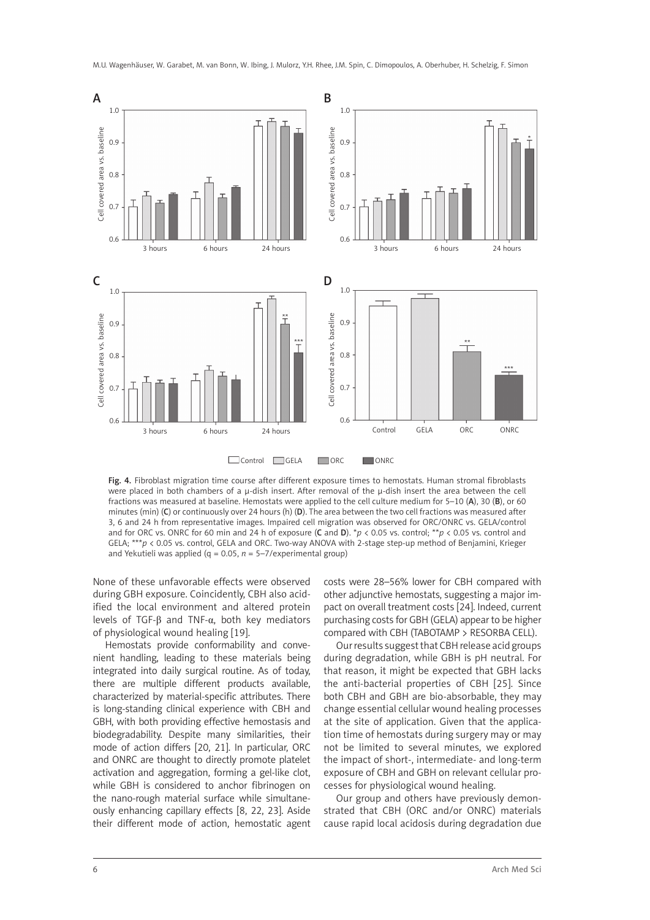Fig. 4. Fibroblast migration time course after different exposure times to hemostats. Human stromal fibroblasts were placed in both chambers of a μ-dish insert. After removal of the μ-dish insert the area between the cell fractions was measured at baseline. Hemostats were applied to the cell culture medium for 5–10 (**A**), 30 (**B**), or 60 minutes (min) (**C**) or continuously over 24 hours (h) (**D**). The area between the two cell fractions was measured after 3, 6 and 24 h from representative images. Impaired cell migration was observed for ORC/ONRC vs. GELA/control and for ORC vs. ONRC for 60 min and 24 h of exposure (**C** and **D**). \*$p < 0.05$ vs. control; \*\*$p < 0.05$ vs. control and GELA; \*\*\*$p < 0.05$ vs. control, GELA and ORC. Two-way ANOVA with 2-stage step-up method of Benjamini, Krieger and Yekutieli was applied ($q = 0.05$, $n = 5–7$/experimental group)

None of these unfavorable effects were observed during GBH exposure. Coincidently, CBH also acidified the local environment and altered protein levels of TGF-β and TNF-α, both key mediators of physiological wound healing [19].

Hemostats provide conformability and convenient handling, leading to these materials being integrated into daily surgical routine. As of today, there are multiple different products available, characterized by material-specific attributes. There is long-standing clinical experience with CBH and GBH, with both providing effective hemostasis and biodegradability. Despite many similarities, their mode of action differs [20, 21]. In particular, ORC and ONRC are thought to directly promote platelet activation and aggregation, forming a gel-like clot, while GBH is considered to anchor fibrinogen on the nano-rough material surface while simultaneously enhancing capillary effects [8, 22, 23]. Aside their different mode of action, hemostatic agent costs were 28–56% lower for CBH compared with other adjunctive hemostats, suggesting a major impact on overall treatment costs [24]. Indeed, current purchasing costs for GBH (GELA) appear to be higher compared with CBH (TABOTAMP > RESORBA CELL).

Our results suggest that CBH release acid groups during degradation, while GBH is pH neutral. For that reason, it might be expected that GBH lacks the anti-bacterial properties of CBH [25]. Since both CBH and GBH are bio-absorbable, they may change essential cellular wound healing processes at the site of application. Given that the application time of hemostats during surgery may or may not be limited to several minutes, we explored the impact of short-, intermediate- and long-term exposure of CBH and GBH on relevant cellular processes for physiological wound healing.

Our group and others have previously demonstrated that CBH (ORC and/or ONRC) materials cause rapid local acidosis during degradation due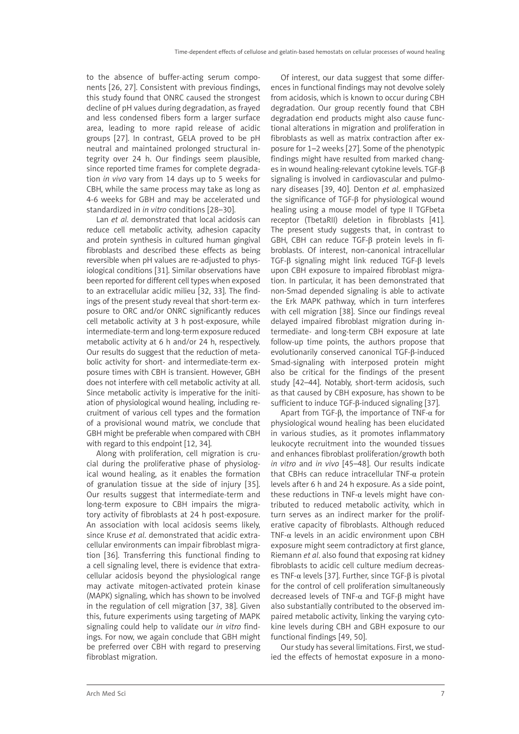to the absence of buffer-acting serum components [26, 27]. Consistent with previous findings, this study found that ONRC caused the strongest decline of pH values during degradation, as frayed and less condensed fibers form a larger surface area, leading to more rapid release of acidic groups [27]. In contrast, GELA proved to be pH neutral and maintained prolonged structural integrity over 24 h. Our findings seem plausible, since reported time frames for complete degradation *in vivo* vary from 14 days up to 5 weeks for CBH, while the same process may take as long as 4-6 weeks for GBH and may be accelerated und standardized in *in vitro* conditions [28–30].

Lan *et al*. demonstrated that local acidosis can reduce cell metabolic activity, adhesion capacity and protein synthesis in cultured human gingival fibroblasts and described these effects as being reversible when pH values are re-adjusted to physiological conditions [31]. Similar observations have been reported for different cell types when exposed to an extracellular acidic milieu [32, 33]. The findings of the present study reveal that short-term exposure to ORC and/or ONRC significantly reduces cell metabolic activity at 3 h post-exposure, while intermediate-term and long-term exposure reduced metabolic activity at 6 h and/or 24 h, respectively. Our results do suggest that the reduction of metabolic activity for short- and intermediate-term exposure times with CBH is transient. However, GBH does not interfere with cell metabolic activity at all. Since metabolic activity is imperative for the initiation of physiological wound healing, including recruitment of various cell types and the formation of a provisional wound matrix, we conclude that GBH might be preferable when compared with CBH with regard to this endpoint [12, 34].

Along with proliferation, cell migration is crucial during the proliferative phase of physiological wound healing, as it enables the formation of granulation tissue at the side of injury [35]. Our results suggest that intermediate-term and long-term exposure to CBH impairs the migratory activity of fibroblasts at 24 h post-exposure. An association with local acidosis seems likely, since Kruse *et al*. demonstrated that acidic extracellular environments can impair fibroblast migration [36]. Transferring this functional finding to a cell signaling level, there is evidence that extracellular acidosis beyond the physiological range may activate mitogen-activated protein kinase (MAPK) signaling, which has shown to be involved in the regulation of cell migration [37, 38]. Given this, future experiments using targeting of MAPK signaling could help to validate our *in vitro* findings. For now, we again conclude that GBH might be preferred over CBH with regard to preserving fibroblast migration.

Of interest, our data suggest that some differences in functional findings may not devolve solely from acidosis, which is known to occur during CBH degradation. Our group recently found that CBH degradation end products might also cause functional alterations in migration and proliferation in fibroblasts as well as matrix contraction after exposure for 1–2 weeks [27]. Some of the phenotypic findings might have resulted from marked changes in wound healing-relevant cytokine levels. TGF-β signaling is involved in cardiovascular and pulmonary diseases [39, 40]. Denton *et al*. emphasized the significance of TGF-β for physiological wound healing using a mouse model of type II TGFbeta receptor (TbetaRII) deletion in fibroblasts [41]. The present study suggests that, in contrast to GBH, CBH can reduce TGF-β protein levels in fibroblasts. Of interest, non-canonical intracellular TGF-β signaling might link reduced TGF-β levels upon CBH exposure to impaired fibroblast migration. In particular, it has been demonstrated that non-Smad depended signaling is able to activate the Erk MAPK pathway, which in turn interferes with cell migration [38]. Since our findings reveal delayed impaired fibroblast migration during intermediate- and long-term CBH exposure at late follow-up time points, the authors propose that evolutionarily conserved canonical TGF-β-induced Smad-signaling with interposed protein might also be critical for the findings of the present study [42–44]. Notably, short-term acidosis, such as that caused by CBH exposure, has shown to be sufficient to induce TGF-β-induced signaling [37].

Apart from TGF-β, the importance of TNF-α for physiological wound healing has been elucidated in various studies, as it promotes inflammatory leukocyte recruitment into the wounded tissues and enhances fibroblast proliferation/growth both *in vitro* and *in vivo* [45–48]. Our results indicate that CBHs can reduce intracellular TNF-α protein levels after 6 h and 24 h exposure. As a side point, these reductions in TNF-α levels might have contributed to reduced metabolic activity, which in turn serves as an indirect marker for the proliferative capacity of fibroblasts. Although reduced TNF-α levels in an acidic environment upon CBH exposure might seem contradictory at first glance, Riemann *et al*. also found that exposing rat kidney fibroblasts to acidic cell culture medium decreases TNF-α levels [37]. Further, since TGF-β is pivotal for the control of cell proliferation simultaneously decreased levels of TNF-α and TGF-β might have also substantially contributed to the observed impaired metabolic activity, linking the varying cytokine levels during CBH and GBH exposure to our functional findings [49, 50].

Our study has several limitations. First, we studied the effects of hemostat exposure in a mono-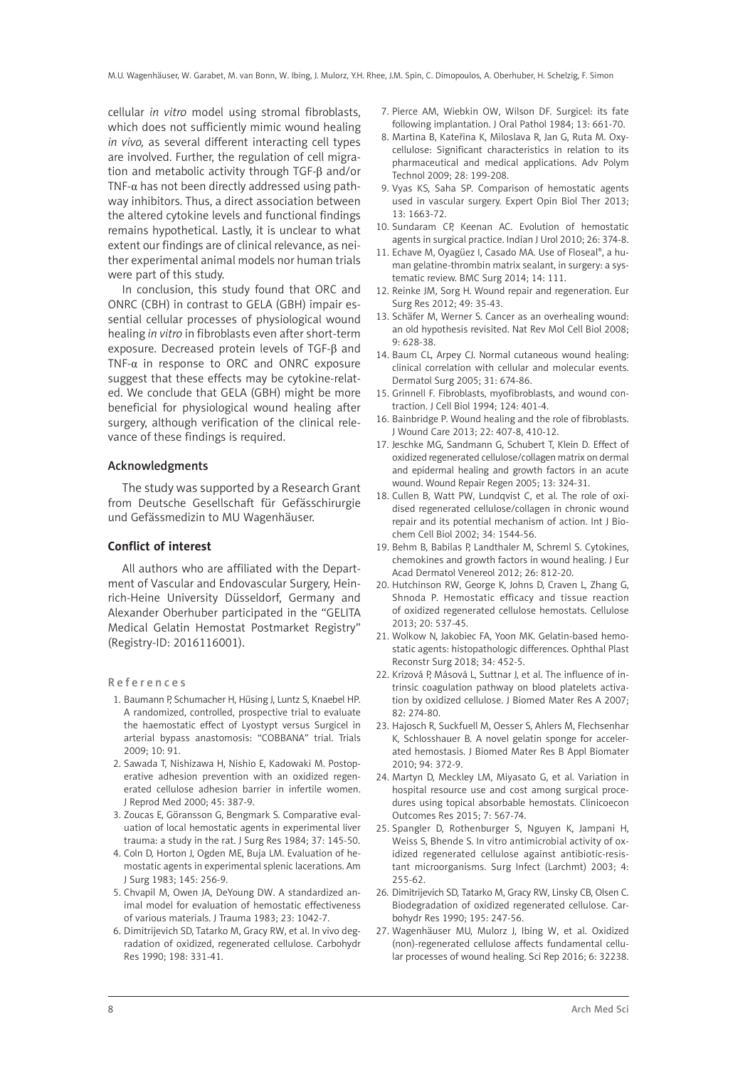cellular *in vitro* model using stromal fibroblasts, which does not sufficiently mimic wound healing *in vivo,* as several different interacting cell types are involved. Further, the regulation of cell migration and metabolic activity through TGF-$\beta$ and/or TNF-$\alpha$ has not been directly addressed using pathway inhibitors. Thus, a direct association between the altered cytokine levels and functional findings remains hypothetical. Lastly, it is unclear to what extent our findings are of clinical relevance, as neither experimental animal models nor human trials were part of this study.

In conclusion, this study found that ORC and ONRC (CBH) in contrast to GELA (GBH) impair essential cellular processes of physiological wound healing *in vitro* in fibroblasts even after short-term exposure. Decreased protein levels of TGF-$\beta$ and TNF-$\alpha$ in response to ORC and ONRC exposure suggest that these effects may be cytokine-related. We conclude that GELA (GBH) might be more beneficial for physiological wound healing after surgery, although verification of the clinical relevance of these findings is required.

## Acknowledgments

The study was supported by a Research Grant from Deutsche Gesellschaft für Gefässchirurgie und Gefässmedizin to MU Wagenhäuser.

## Conflict of interest

All authors who are affiliated with the Department of Vascular and Endovascular Surgery, Heinrich-Heine University Düsseldorf, Germany and Alexander Oberhuber participated in the "GELITA Medical Gelatin Hemostat Postmarket Registry" (Registry-ID: 2016116001).

## References

1. Baumann P, Schumacher H, Hüsing J, Luntz S, Knaebel HP. A randomized, controlled, prospective trial to evaluate the haemostatic effect of Lyostypt versus Surgicel in arterial bypass anastomosis: "COBBANA" trial. Trials 2009; 10: 91.
2. Sawada T, Nishizawa H, Nishio E, Kadowaki M. Postoperative adhesion prevention with an oxidized regenerated cellulose adhesion barrier in infertile women. J Reprod Med 2000; 45: 387-9.
3. Zoucas E, Göransson G, Bengmark S. Comparative evaluation of local hemostatic agents in experimental liver trauma: a study in the rat. J Surg Res 1984; 37: 145-50.
4. Coln D, Horton J, Ogden ME, Buja LM. Evaluation of hemostatic agents in experimental splenic lacerations. Am J Surg 1983; 145: 256-9.
5. Chvapil M, Owen JA, DeYoung DW. A standardized animal model for evaluation of hemostatic effectiveness of various materials. J Trauma 1983; 23: 1042-7.
6. Dimitrijevich SD, Tatarko M, Gracy RW, et al. In vivo degradation of oxidized, regenerated cellulose. Carbohydr Res 1990; 198: 331-41.
7. Pierce AM, Wiebkin OW, Wilson DF. Surgicel: its fate following implantation. J Oral Pathol 1984; 13: 661-70.
8. Martina B, Kateřina K, Miloslava R, Jan G, Ruta M. Oxycellulose: Significant characteristics in relation to its pharmaceutical and medical applications. Adv Polym Technol 2009; 28: 199-208.
9. Vyas KS, Saha SP. Comparison of hemostatic agents used in vascular surgery. Expert Opin Biol Ther 2013; 13: 1663-72.
10. Sundaram CP, Keenan AC. Evolution of hemostatic agents in surgical practice. Indian J Urol 2010; 26: 374-8.
11. Echave M, Oyagüez I, Casado MA. Use of Floseal®, a human gelatine-thrombin matrix sealant, in surgery: a systematic review. BMC Surg 2014; 14: 111.
12. Reinke JM, Sorg H. Wound repair and regeneration. Eur Surg Res 2012; 49: 35-43.
13. Schäfer M, Werner S. Cancer as an overhealing wound: an old hypothesis revisited. Nat Rev Mol Cell Biol 2008; 9: 628-38.
14. Baum CL, Arpey CJ. Normal cutaneous wound healing: clinical correlation with cellular and molecular events. Dermatol Surg 2005; 31: 674-86.
15. Grinnell F. Fibroblasts, myofibroblasts, and wound contraction. J Cell Biol 1994; 124: 401-4.
16. Bainbridge P. Wound healing and the role of fibroblasts. J Wound Care 2013; 22: 407-8, 410-12.
17. Jeschke MG, Sandmann G, Schubert T, Klein D. Effect of oxidized regenerated cellulose/collagen matrix on dermal and epidermal healing and growth factors in an acute wound. Wound Repair Regen 2005; 13: 324-31.
18. Cullen B, Watt PW, Lundqvist C, et al. The role of oxidised regenerated cellulose/collagen in chronic wound repair and its potential mechanism of action. Int J Biochem Cell Biol 2002; 34: 1544-56.
19. Behm B, Babilas P, Landthaler M, Schreml S. Cytokines, chemokines and growth factors in wound healing. J Eur Acad Dermatol Venereol 2012; 26: 812-20.
20. Hutchinson RW, George K, Johns D, Craven L, Zhang G, Shnoda P. Hemostatic efficacy and tissue reaction of oxidized regenerated cellulose hemostats. Cellulose 2013; 20: 537-45.
21. Wolkow N, Jakobiec FA, Yoon MK. Gelatin-based hemostatic agents: histopathologic differences. Ophthal Plast Reconstr Surg 2018; 34: 452-5.
22. Krízová P, Másová L, Suttnar J, et al. The influence of intrinsic coagulation pathway on blood platelets activation by oxidized cellulose. J Biomed Mater Res A 2007; 82: 274-80.
23. Hajosch R, Suckfuell M, Oesser S, Ahlers M, Flechsenhar K, Schlosshauer B. A novel gelatin sponge for accelerated hemostasis. J Biomed Mater Res B Appl Biomater 2010; 94: 372-9.
24. Martyn D, Meckley LM, Miyasato G, et al. Variation in hospital resource use and cost among surgical procedures using topical absorbable hemostats. Clinicoecon Outcomes Res 2015; 7: 567-74.
25. Spangler D, Rothenburger S, Nguyen K, Jampani H, Weiss S, Bhende S. In vitro antimicrobial activity of oxidized regenerated cellulose against antibiotic-resistant microorganisms. Surg Infect (Larchmt) 2003; 4: 255-62.
26. Dimitrijevich SD, Tatarko M, Gracy RW, Linsky CB, Olsen C. Biodegradation of oxidized regenerated cellulose. Carbohydr Res 1990; 195: 247-56.
27. Wagenhäuser MU, Mulorz J, Ibing W, et al. Oxidized (non)-regenerated cellulose affects fundamental cellular processes of wound healing. Sci Rep 2016; 6: 32238.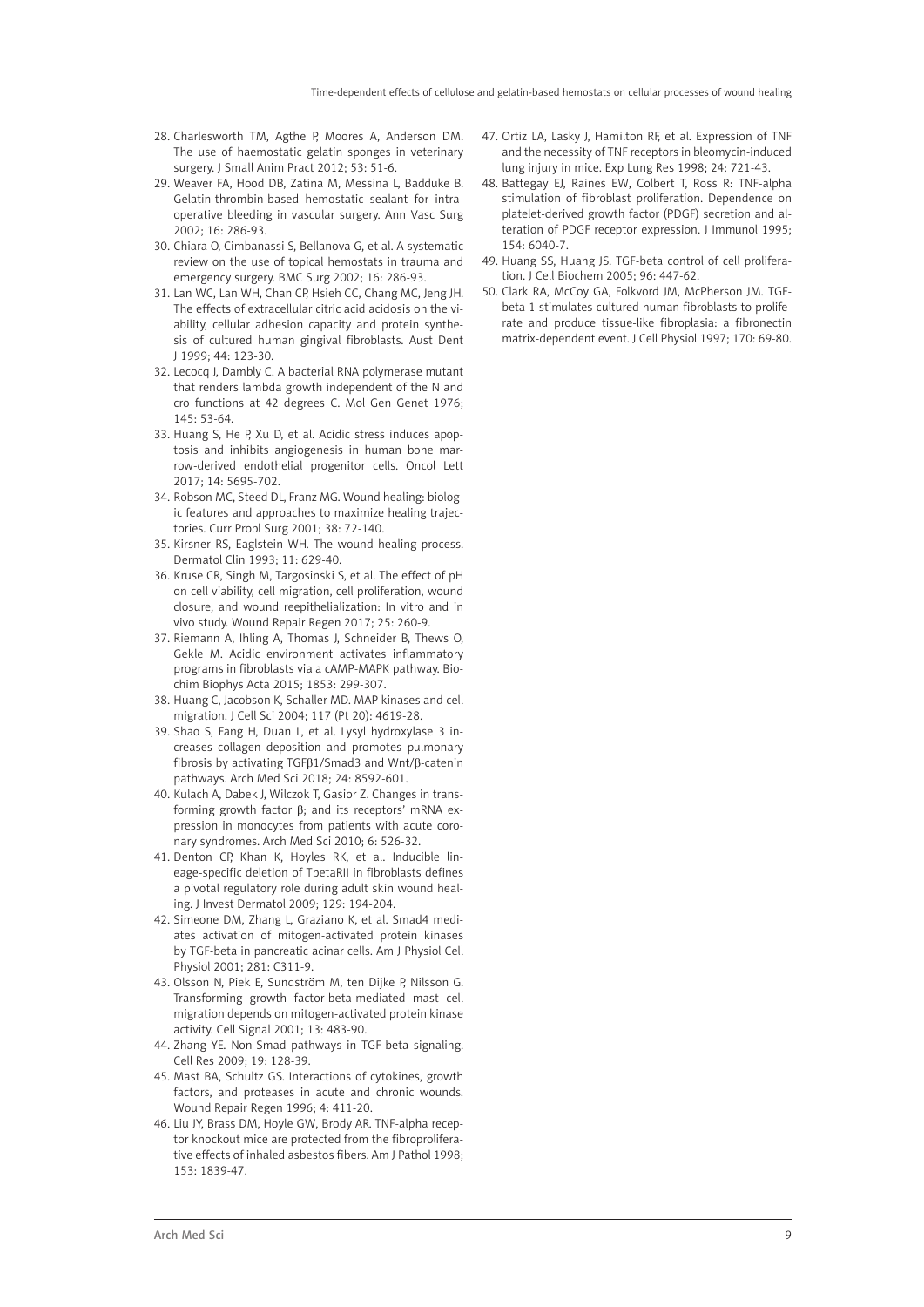28. Charlesworth TM, Agthe P, Moores A, Anderson DM. The use of haemostatic gelatin sponges in veterinary surgery. J Small Anim Pract 2012; 53: 51-6.
29. Weaver FA, Hood DB, Zatina M, Messina L, Badduke B. Gelatin-thrombin-based hemostatic sealant for intraoperative bleeding in vascular surgery. Ann Vasc Surg 2002; 16: 286-93.
30. Chiara O, Cimbanassi S, Bellanova G, et al. A systematic review on the use of topical hemostats in trauma and emergency surgery. BMC Surg 2002; 16: 286-93.
31. Lan WC, Lan WH, Chan CP, Hsieh CC, Chang MC, Jeng JH. The effects of extracellular citric acid acidosis on the viability, cellular adhesion capacity and protein synthesis of cultured human gingival fibroblasts. Aust Dent J 1999; 44: 123-30.
32. Lecocq J, Dambly C. A bacterial RNA polymerase mutant that renders lambda growth independent of the N and cro functions at 42 degrees C. Mol Gen Genet 1976; 145: 53-64.
33. Huang S, He P, Xu D, et al. Acidic stress induces apoptosis and inhibits angiogenesis in human bone marrow-derived endothelial progenitor cells. Oncol Lett 2017; 14: 5695-702.
34. Robson MC, Steed DL, Franz MG. Wound healing: biologic features and approaches to maximize healing trajectories. Curr Probl Surg 2001; 38: 72-140.
35. Kirsner RS, Eaglstein WH. The wound healing process. Dermatol Clin 1993; 11: 629-40.
36. Kruse CR, Singh M, Targosinski S, et al. The effect of pH on cell viability, cell migration, cell proliferation, wound closure, and wound reepithelialization: In vitro and in vivo study. Wound Repair Regen 2017; 25: 260-9.
37. Riemann A, Ihling A, Thomas J, Schneider B, Thews O, Gekle M. Acidic environment activates inflammatory programs in fibroblasts via a cAMP-MAPK pathway. Biochim Biophys Acta 2015; 1853: 299-307.
38. Huang C, Jacobson K, Schaller MD. MAP kinases and cell migration. J Cell Sci 2004; 117 (Pt 20): 4619-28.
39. Shao S, Fang H, Duan L, et al. Lysyl hydroxylase 3 increases collagen deposition and promotes pulmonary fibrosis by activating TGFβ1/Smad3 and Wnt/β-catenin pathways. Arch Med Sci 2018; 24: 8592-601.
40. Kulach A, Dabek J, Wilczok T, Gasior Z. Changes in transforming growth factor β; and its receptors' mRNA expression in monocytes from patients with acute coronary syndromes. Arch Med Sci 2010; 6: 526-32.
41. Denton CP, Khan K, Hoyles RK, et al. Inducible lineage-specific deletion of TbetaRII in fibroblasts defines a pivotal regulatory role during adult skin wound healing. J Invest Dermatol 2009; 129: 194-204.
42. Simeone DM, Zhang L, Graziano K, et al. Smad4 mediates activation of mitogen-activated protein kinases by TGF-beta in pancreatic acinar cells. Am J Physiol Cell Physiol 2001; 281: C311-9.
43. Olsson N, Piek E, Sundström M, ten Dijke P, Nilsson G. Transforming growth factor-beta-mediated mast cell migration depends on mitogen-activated protein kinase activity. Cell Signal 2001; 13: 483-90.
44. Zhang YE. Non-Smad pathways in TGF-beta signaling. Cell Res 2009; 19: 128-39.
45. Mast BA, Schultz GS. Interactions of cytokines, growth factors, and proteases in acute and chronic wounds. Wound Repair Regen 1996; 4: 411-20.
46. Liu JY, Brass DM, Hoyle GW, Brody AR. TNF-alpha receptor knockout mice are protected from the fibroproliferative effects of inhaled asbestos fibers. Am J Pathol 1998; 153: 1839-47.
47. Ortiz LA, Lasky J, Hamilton RF, et al. Expression of TNF and the necessity of TNF receptors in bleomycin-induced lung injury in mice. Exp Lung Res 1998; 24: 721-43.
48. Battegay EJ, Raines EW, Colbert T, Ross R: TNF-alpha stimulation of fibroblast proliferation. Dependence on platelet-derived growth factor (PDGF) secretion and alteration of PDGF receptor expression. J Immunol 1995; 154: 6040-7.
49. Huang SS, Huang JS. TGF-beta control of cell proliferation. J Cell Biochem 2005; 96: 447-62.
50. Clark RA, McCoy GA, Folkvord JM, McPherson JM. TGF-beta 1 stimulates cultured human fibroblasts to proliferate and produce tissue-like fibroplasia: a fibronectin matrix-dependent event. J Cell Physiol 1997; 170: 69-80.